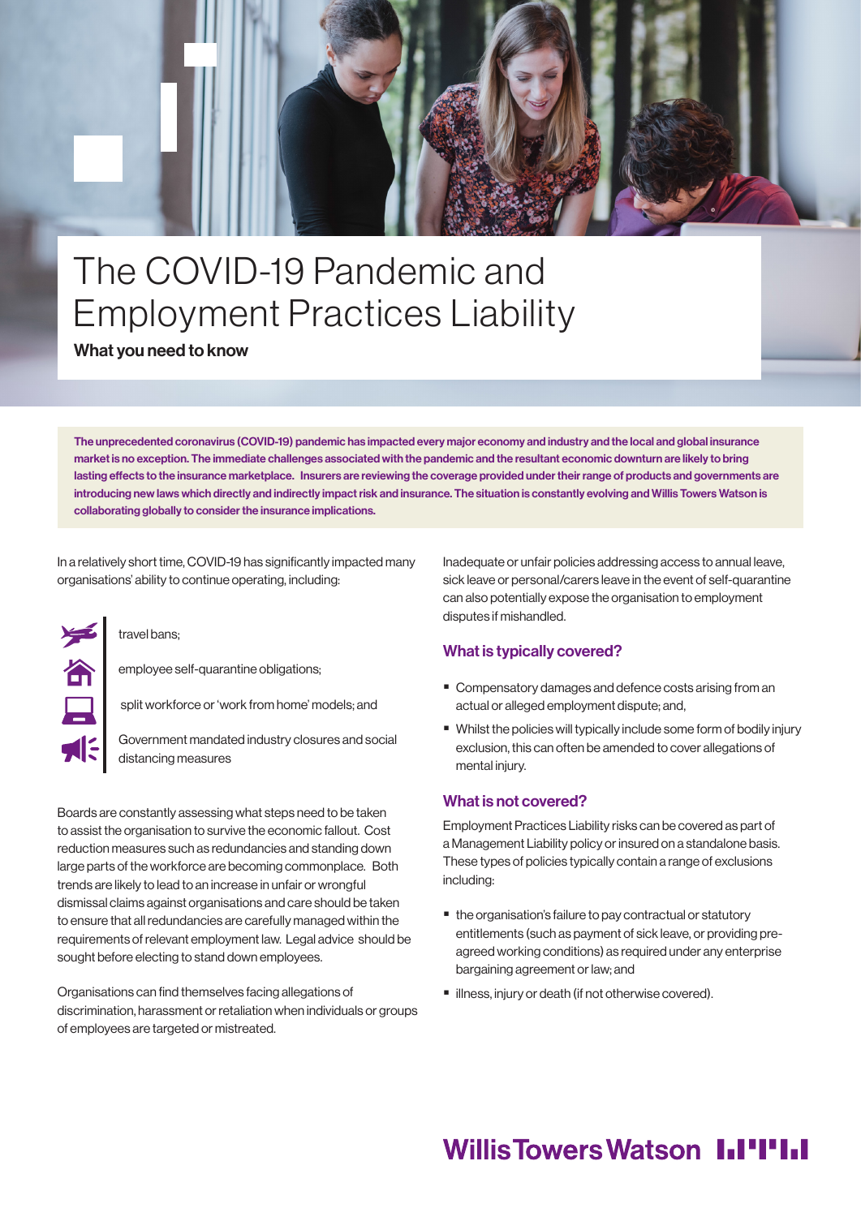# The COVID-19 Pandemic and Employment Practices Liability

**What you need to know**

**The unprecedented coronavirus (COVID-19) pandemic has impacted every major economy and industry and the local and global insurance market is no exception. The immediate challenges associated with the pandemic and the resultant economic downturn are likely to bring lasting effects to the insurance marketplace. Insurers are reviewing the coverage provided under their range of products and governments are introducing new laws which directly and indirectly impact risk and insurance. The situation is constantly evolving and Willis Towers Watson is collaborating globally to consider the insurance implications.**

In a relatively short time, COVID-19 has significantly impacted many organisations' ability to continue operating, including:

- travel bans;
- employee self-quarantine obligations;
- split workforce or 'work from home' models; and
- Government mandated industry closures and social distancing measures

Boards are constantly assessing what steps need to be taken to assist the organisation to survive the economic fallout. Cost reduction measures such as redundancies and standing down large parts of the workforce are becoming commonplace. Both trends are likely to lead to an increase in unfair or wrongful dismissal claims against organisations and care should be taken to ensure that all redundancies are carefully managed within the requirements of relevant employment law. Legal advice should be sought before electing to stand down employees.

Organisations can find themselves facing allegations of discrimination, harassment or retaliation when individuals or groups of employees are targeted or mistreated.

Inadequate or unfair policies addressing access to annual leave, sick leave or personal/carers leave in the event of self-quarantine can also potentially expose the organisation to employment disputes if mishandled.

## What is typically covered?

- Compensatory damages and defence costs arising from an actual or alleged employment dispute; and,
- Whilst the policies will typically include some form of bodily injury exclusion, this can often be amended to cover allegations of mental injury.

## What is not covered?

Employment Practices Liability risks can be covered as part of a Management Liability policy or insured on a standalone basis. These types of policies typically contain a range of exclusions including:

- the organisation's failure to pay contractual or statutory entitlements (such as payment of sick leave, or providing pre-agreed working conditions) as required under any enterprise bargaining agreement or law; and
- illness, injury or death (if not otherwise covered).

Willis Towers Watson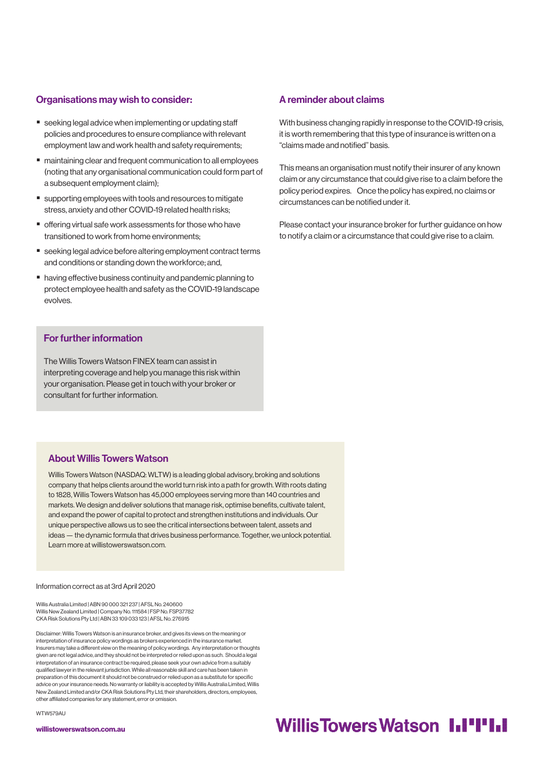## Organisations may wish to consider:

- seeking legal advice when implementing or updating staff policies and procedures to ensure compliance with relevant employment law and work health and safety requirements;
- maintaining clear and frequent communication to all employees (noting that any organisational communication could form part of a subsequent employment claim);
- supporting employees with tools and resources to mitigate stress, anxiety and other COVID-19 related health risks;
- offering virtual safe work assessments for those who have transitioned to work from home environments;
- seeking legal advice before altering employment contract terms and conditions or standing down the workforce; and,
- having effective business continuity and pandemic planning to protect employee health and safety as the COVID-19 landscape evolves.

## For further information

The Willis Towers Watson FINEX team can assist in interpreting coverage and help you manage this risk within your organisation. Please get in touch with your broker or consultant for further information.

## A reminder about claims

With business changing rapidly in response to the COVID-19 crisis, it is worth remembering that this type of insurance is written on a "claims made and notified" basis.

This means an organisation must notify their insurer of any known claim or any circumstance that could give rise to a claim before the policy period expires. Once the policy has expired, no claims or circumstances can be notified under it.

Please contact your insurance broker for further guidance on how to notify a claim or a circumstance that could give rise to a claim.

## About Willis Towers Watson

Willis Towers Watson (NASDAQ: WLTW) is a leading global advisory, broking and solutions company that helps clients around the world turn risk into a path for growth. With roots dating to 1828, Willis Towers Watson has 45,000 employees serving more than 140 countries and markets. We design and deliver solutions that manage risk, optimise benefits, cultivate talent, and expand the power of capital to protect and strengthen institutions and individuals. Our unique perspective allows us to see the critical intersections between talent, assets and ideas — the dynamic formula that drives business performance. Together, we unlock potential. Learn more at willistowerswatson.com.

Information correct as at 3rd April 2020

Willis Australia Limited | ABN 90 000 321 237 | AFSL No. 240600
Willis New Zealand Limited | Company No. 111584 | FSP No. FSP37782
CKA Risk Solutions Pty Ltd | ABN 33 109 033 123 | AFSL No. 276915

Disclaimer: Willis Towers Watson is an insurance broker, and gives its views on the meaning or interpretation of insurance policy wordings as brokers experienced in the insurance market. Insurers may take a different view on the meaning of policy wordings. Any interpretation or thoughts given are not legal advice, and they should not be interpreted or relied upon as such. Should a legal interpretation of an insurance contract be required, please seek your own advice from a suitably qualified lawyer in the relevant jurisdiction. While all reasonable skill and care has been taken in preparation of this document it should not be construed or relied upon as a substitute for specific advice on your insurance needs. No warranty or liability is accepted by Willis Australia Limited, Willis New Zealand Limited and/or CKA Risk Solutions Pty Ltd, their shareholders, directors, employees, other affiliated companies for any statement, error or omission.

WTW579AU

willistowerswatson.com.au

Willis Towers Watson